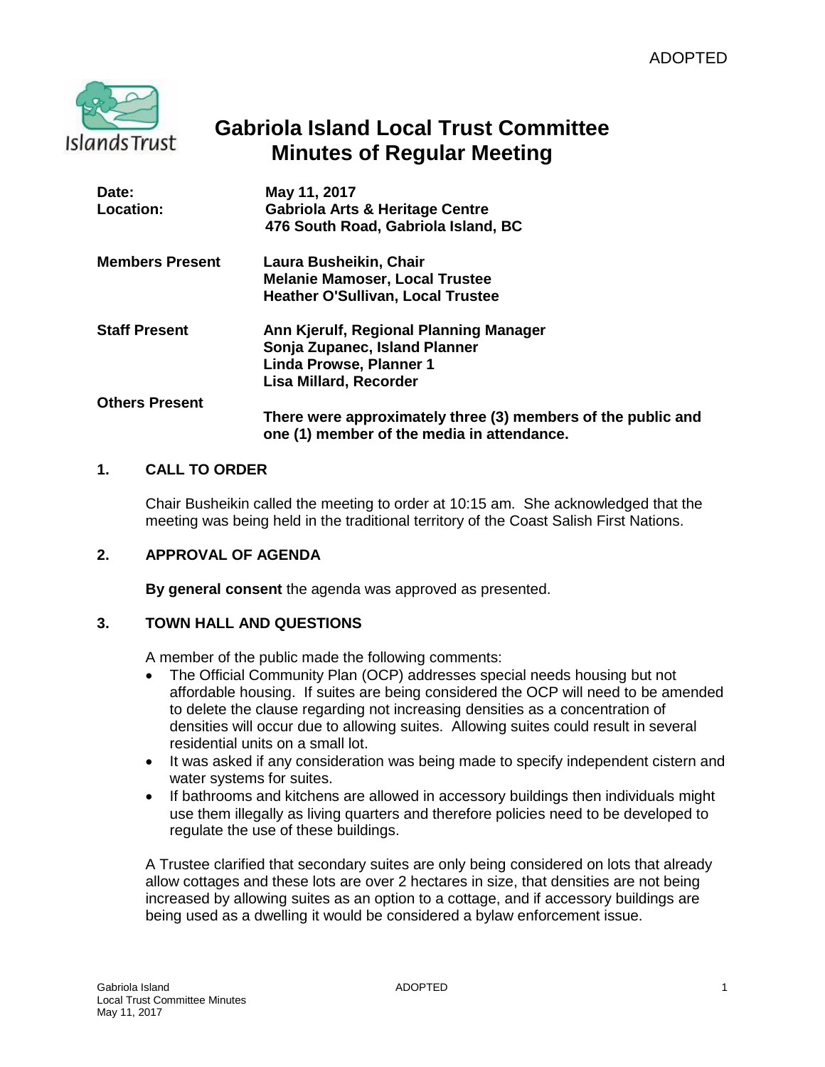ADOPTED

# Gabriola Island Local Trust Committee
# Minutes of Regular Meeting

**Date:** May 11, 2017
**Location:** Gabriola Arts & Heritage Centre
476 South Road, Gabriola Island, BC

**Members Present**
Laura Busheikin, Chair
Melanie Mamoser, Local Trustee
Heather O'Sullivan, Local Trustee

**Staff Present**
Ann Kjerulf, Regional Planning Manager
Sonja Zupanec, Island Planner
Linda Prowse, Planner 1
Lisa Millard, Recorder

**Others Present**
There were approximately three (3) members of the public and one (1) member of the media in attendance.

## 1. CALL TO ORDER

Chair Busheikin called the meeting to order at 10:15 am. She acknowledged that the meeting was being held in the traditional territory of the Coast Salish First Nations.

## 2. APPROVAL OF AGENDA

**By general consent** the agenda was approved as presented.

## 3. TOWN HALL AND QUESTIONS

A member of the public made the following comments:

- The Official Community Plan (OCP) addresses special needs housing but not affordable housing. If suites are being considered the OCP will need to be amended to delete the clause regarding not increasing densities as a concentration of densities will occur due to allowing suites. Allowing suites could result in several residential units on a small lot.
- It was asked if any consideration was being made to specify independent cistern and water systems for suites.
- If bathrooms and kitchens are allowed in accessory buildings then individuals might use them illegally as living quarters and therefore policies need to be developed to regulate the use of these buildings.

A Trustee clarified that secondary suites are only being considered on lots that already allow cottages and these lots are over 2 hectares in size, that densities are not being increased by allowing suites as an option to a cottage, and if accessory buildings are being used as a dwelling it would be considered a bylaw enforcement issue.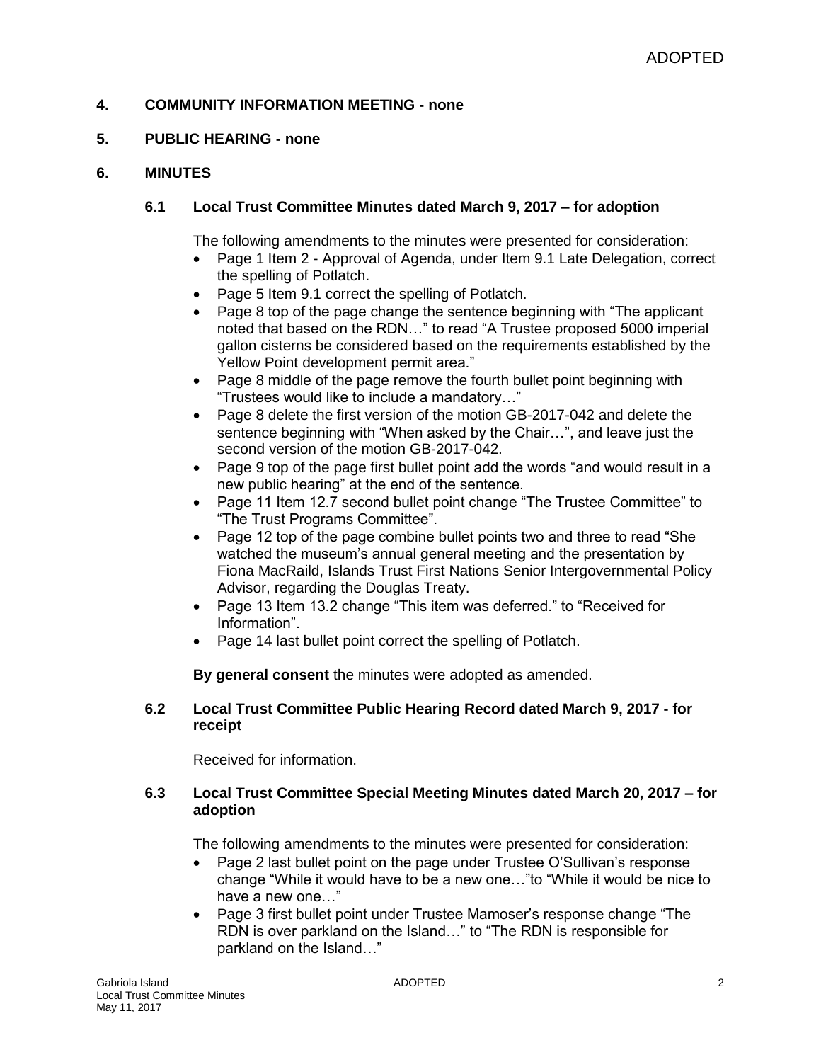## 4. COMMUNITY INFORMATION MEETING - none

## 5. PUBLIC HEARING - none

## 6. MINUTES

### 6.1 Local Trust Committee Minutes dated March 9, 2017 – for adoption

The following amendments to the minutes were presented for consideration:

- Page 1 Item 2 - Approval of Agenda, under Item 9.1 Late Delegation, correct the spelling of Potlatch.
- Page 5 Item 9.1 correct the spelling of Potlatch.
- Page 8 top of the page change the sentence beginning with "The applicant noted that based on the RDN…" to read "A Trustee proposed 5000 imperial gallon cisterns be considered based on the requirements established by the Yellow Point development permit area."
- Page 8 middle of the page remove the fourth bullet point beginning with "Trustees would like to include a mandatory…"
- Page 8 delete the first version of the motion GB-2017-042 and delete the sentence beginning with "When asked by the Chair…", and leave just the second version of the motion GB-2017-042.
- Page 9 top of the page first bullet point add the words "and would result in a new public hearing" at the end of the sentence.
- Page 11 Item 12.7 second bullet point change "The Trustee Committee" to "The Trust Programs Committee".
- Page 12 top of the page combine bullet points two and three to read "She watched the museum's annual general meeting and the presentation by Fiona MacRaild, Islands Trust First Nations Senior Intergovernmental Policy Advisor, regarding the Douglas Treaty.
- Page 13 Item 13.2 change "This item was deferred." to "Received for Information".
- Page 14 last bullet point correct the spelling of Potlatch.

**By general consent** the minutes were adopted as amended.

### 6.2 Local Trust Committee Public Hearing Record dated March 9, 2017 - for receipt

Received for information.

### 6.3 Local Trust Committee Special Meeting Minutes dated March 20, 2017 – for adoption

The following amendments to the minutes were presented for consideration:

- Page 2 last bullet point on the page under Trustee O'Sullivan's response change "While it would have to be a new one…"to "While it would be nice to have a new one…"
- Page 3 first bullet point under Trustee Mamoser's response change "The RDN is over parkland on the Island…" to "The RDN is responsible for parkland on the Island…"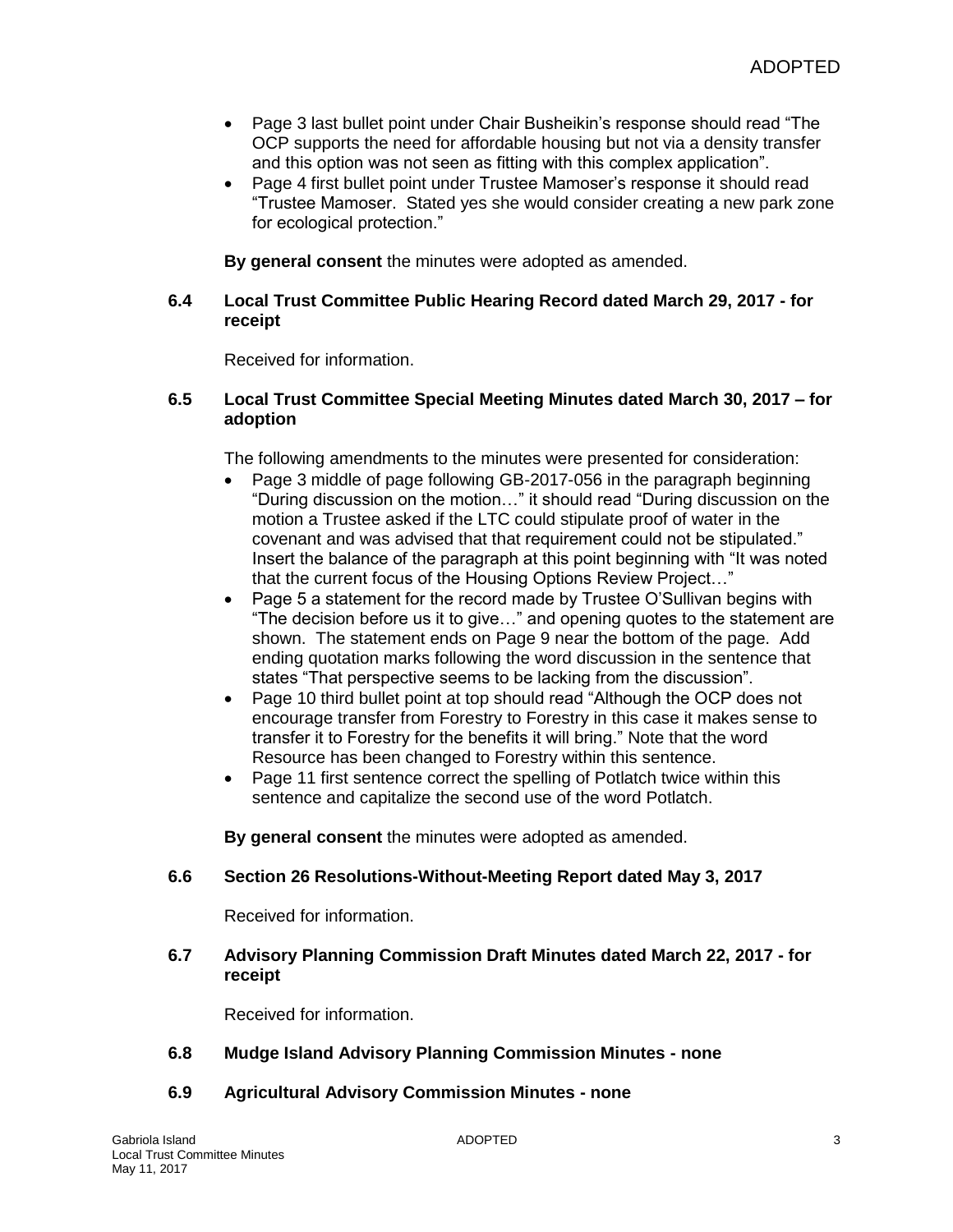- Page 3 last bullet point under Chair Busheikin's response should read "The OCP supports the need for affordable housing but not via a density transfer and this option was not seen as fitting with this complex application".
- Page 4 first bullet point under Trustee Mamoser's response it should read "Trustee Mamoser. Stated yes she would consider creating a new park zone for ecological protection."

**By general consent** the minutes were adopted as amended.

**6.4 Local Trust Committee Public Hearing Record dated March 29, 2017 - for receipt**

Received for information.

**6.5 Local Trust Committee Special Meeting Minutes dated March 30, 2017 – for adoption**

The following amendments to the minutes were presented for consideration:

- Page 3 middle of page following GB-2017-056 in the paragraph beginning "During discussion on the motion…" it should read "During discussion on the motion a Trustee asked if the LTC could stipulate proof of water in the covenant and was advised that that requirement could not be stipulated." Insert the balance of the paragraph at this point beginning with "It was noted that the current focus of the Housing Options Review Project…"
- Page 5 a statement for the record made by Trustee O'Sullivan begins with "The decision before us it to give…" and opening quotes to the statement are shown. The statement ends on Page 9 near the bottom of the page. Add ending quotation marks following the word discussion in the sentence that states "That perspective seems to be lacking from the discussion".
- Page 10 third bullet point at top should read "Although the OCP does not encourage transfer from Forestry to Forestry in this case it makes sense to transfer it to Forestry for the benefits it will bring." Note that the word Resource has been changed to Forestry within this sentence.
- Page 11 first sentence correct the spelling of Potlatch twice within this sentence and capitalize the second use of the word Potlatch.

**By general consent** the minutes were adopted as amended.

**6.6 Section 26 Resolutions-Without-Meeting Report dated May 3, 2017**

Received for information.

**6.7 Advisory Planning Commission Draft Minutes dated March 22, 2017 - for receipt**

Received for information.

**6.8 Mudge Island Advisory Planning Commission Minutes - none**

**6.9 Agricultural Advisory Commission Minutes - none**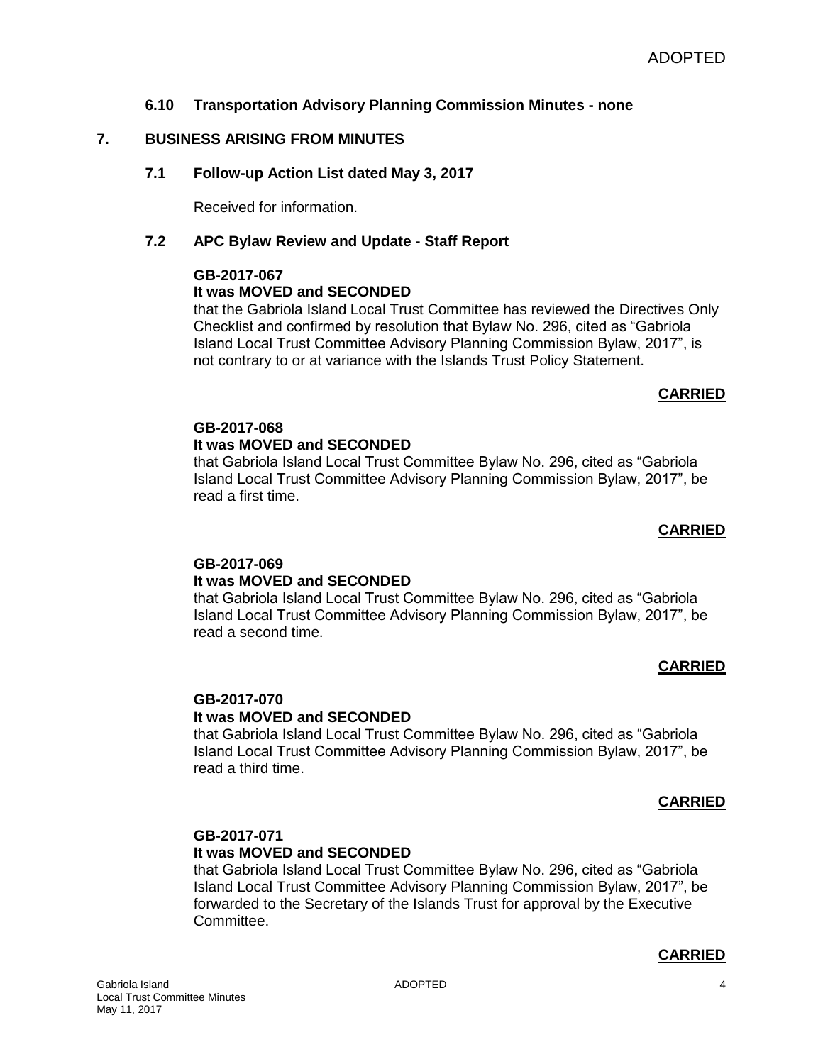### 6.10 Transportation Advisory Planning Commission Minutes - none

## 7. BUSINESS ARISING FROM MINUTES

### 7.1 Follow-up Action List dated May 3, 2017

Received for information.

### 7.2 APC Bylaw Review and Update - Staff Report

**GB-2017-067**
**It was MOVED and SECONDED**
that the Gabriola Island Local Trust Committee has reviewed the Directives Only Checklist and confirmed by resolution that Bylaw No. 296, cited as "Gabriola Island Local Trust Committee Advisory Planning Commission Bylaw, 2017", is not contrary to or at variance with the Islands Trust Policy Statement.

**CARRIED**

**GB-2017-068**
**It was MOVED and SECONDED**
that Gabriola Island Local Trust Committee Bylaw No. 296, cited as "Gabriola Island Local Trust Committee Advisory Planning Commission Bylaw, 2017", be read a first time.

**CARRIED**

**GB-2017-069**
**It was MOVED and SECONDED**
that Gabriola Island Local Trust Committee Bylaw No. 296, cited as "Gabriola Island Local Trust Committee Advisory Planning Commission Bylaw, 2017", be read a second time.

**CARRIED**

**GB-2017-070**
**It was MOVED and SECONDED**
that Gabriola Island Local Trust Committee Bylaw No. 296, cited as "Gabriola Island Local Trust Committee Advisory Planning Commission Bylaw, 2017", be read a third time.

**CARRIED**

**GB-2017-071**
**It was MOVED and SECONDED**
that Gabriola Island Local Trust Committee Bylaw No. 296, cited as "Gabriola Island Local Trust Committee Advisory Planning Commission Bylaw, 2017", be forwarded to the Secretary of the Islands Trust for approval by the Executive Committee.

**CARRIED**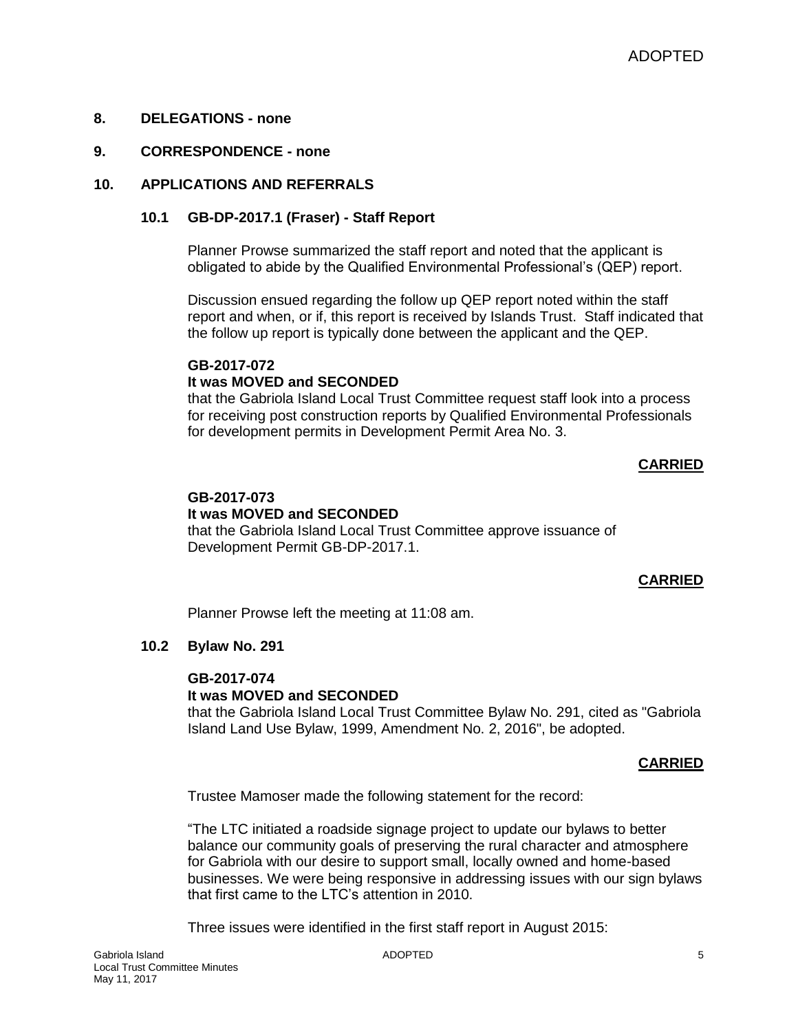## 8. DELEGATIONS - none

## 9. CORRESPONDENCE - none

## 10. APPLICATIONS AND REFERRALS

### 10.1 GB-DP-2017.1 (Fraser) - Staff Report

Planner Prowse summarized the staff report and noted that the applicant is obligated to abide by the Qualified Environmental Professional's (QEP) report.

Discussion ensued regarding the follow up QEP report noted within the staff report and when, or if, this report is received by Islands Trust. Staff indicated that the follow up report is typically done between the applicant and the QEP.

**GB-2017-072**
**It was MOVED and SECONDED**
that the Gabriola Island Local Trust Committee request staff look into a process for receiving post construction reports by Qualified Environmental Professionals for development permits in Development Permit Area No. 3.

**CARRIED**

**GB-2017-073**
**It was MOVED and SECONDED**
that the Gabriola Island Local Trust Committee approve issuance of Development Permit GB-DP-2017.1.

**CARRIED**

Planner Prowse left the meeting at 11:08 am.

### 10.2 Bylaw No. 291

**GB-2017-074**
**It was MOVED and SECONDED**
that the Gabriola Island Local Trust Committee Bylaw No. 291, cited as "Gabriola Island Land Use Bylaw, 1999, Amendment No. 2, 2016", be adopted.

**CARRIED**

Trustee Mamoser made the following statement for the record:

"The LTC initiated a roadside signage project to update our bylaws to better balance our community goals of preserving the rural character and atmosphere for Gabriola with our desire to support small, locally owned and home-based businesses. We were being responsive in addressing issues with our sign bylaws that first came to the LTC's attention in 2010.

Three issues were identified in the first staff report in August 2015: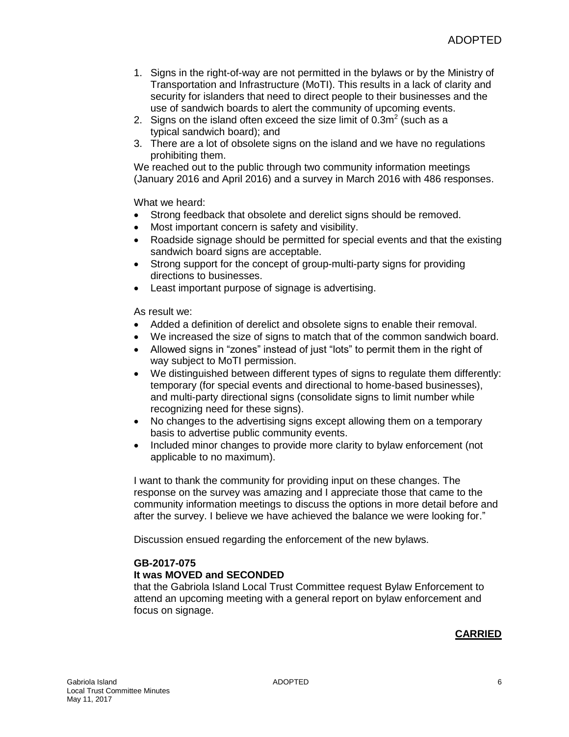1. Signs in the right-of-way are not permitted in the bylaws or by the Ministry of Transportation and Infrastructure (MoTI). This results in a lack of clarity and security for islanders that need to direct people to their businesses and the use of sandwich boards to alert the community of upcoming events.
2. Signs on the island often exceed the size limit of $0.3m^2$ (such as a typical sandwich board); and
3. There are a lot of obsolete signs on the island and we have no regulations prohibiting them.

We reached out to the public through two community information meetings (January 2016 and April 2016) and a survey in March 2016 with 486 responses.

What we heard:

- Strong feedback that obsolete and derelict signs should be removed.
- Most important concern is safety and visibility.
- Roadside signage should be permitted for special events and that the existing sandwich board signs are acceptable.
- Strong support for the concept of group-multi-party signs for providing directions to businesses.
- Least important purpose of signage is advertising.

As result we:

- Added a definition of derelict and obsolete signs to enable their removal.
- We increased the size of signs to match that of the common sandwich board.
- Allowed signs in “zones” instead of just “lots” to permit them in the right of way subject to MoTI permission.
- We distinguished between different types of signs to regulate them differently: temporary (for special events and directional to home-based businesses), and multi-party directional signs (consolidate signs to limit number while recognizing need for these signs).
- No changes to the advertising signs except allowing them on a temporary basis to advertise public community events.
- Included minor changes to provide more clarity to bylaw enforcement (not applicable to no maximum).

I want to thank the community for providing input on these changes. The response on the survey was amazing and I appreciate those that came to the community information meetings to discuss the options in more detail before and after the survey. I believe we have achieved the balance we were looking for.”

Discussion ensued regarding the enforcement of the new bylaws.

**GB-2017-075**
**It was MOVED and SECONDED**
that the Gabriola Island Local Trust Committee request Bylaw Enforcement to attend an upcoming meeting with a general report on bylaw enforcement and focus on signage.

**CARRIED**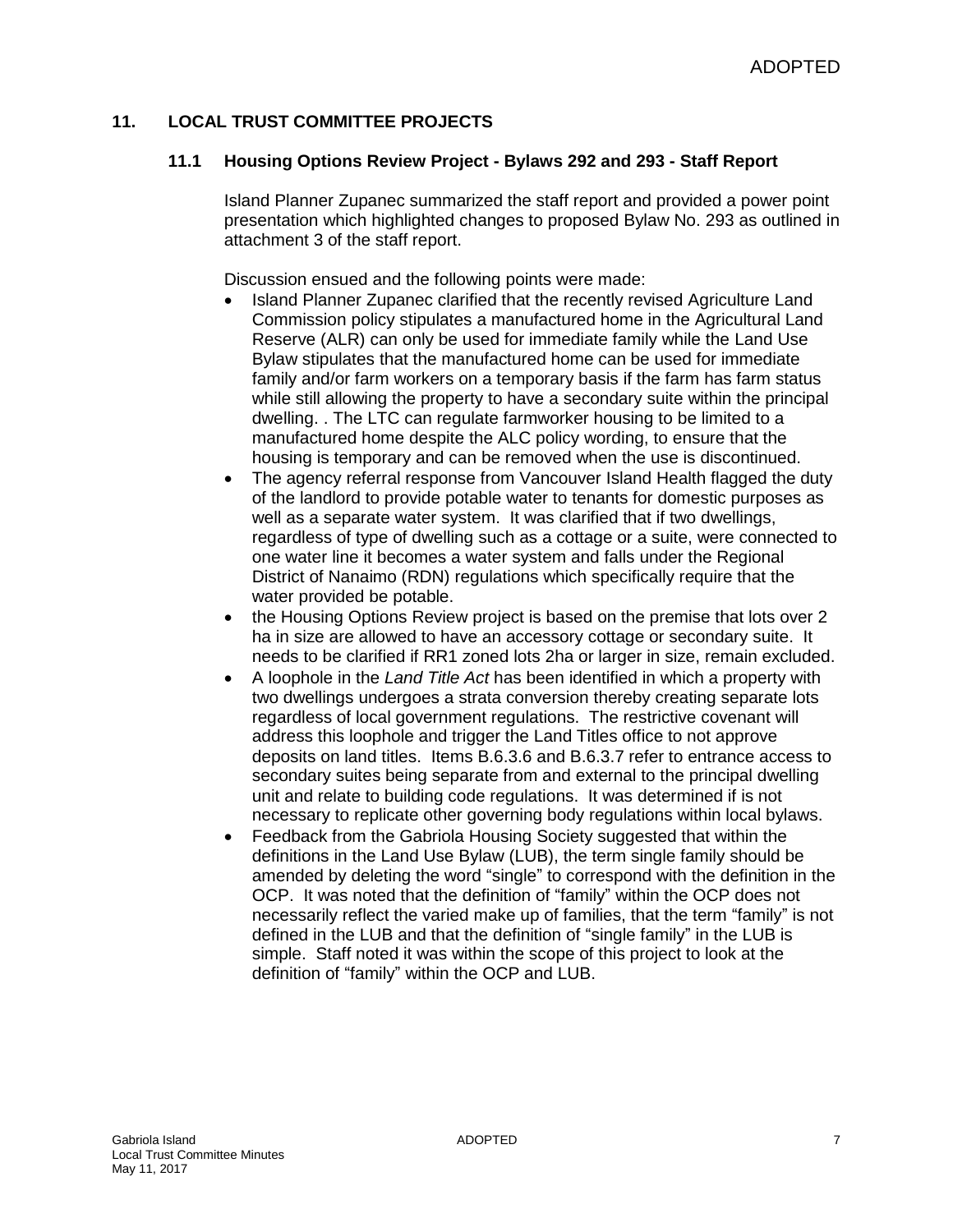## 11. LOCAL TRUST COMMITTEE PROJECTS

### 11.1 Housing Options Review Project - Bylaws 292 and 293 - Staff Report

Island Planner Zupanec summarized the staff report and provided a power point presentation which highlighted changes to proposed Bylaw No. 293 as outlined in attachment 3 of the staff report.

Discussion ensued and the following points were made:

- Island Planner Zupanec clarified that the recently revised Agriculture Land Commission policy stipulates a manufactured home in the Agricultural Land Reserve (ALR) can only be used for immediate family while the Land Use Bylaw stipulates that the manufactured home can be used for immediate family and/or farm workers on a temporary basis if the farm has farm status while still allowing the property to have a secondary suite within the principal dwelling. . The LTC can regulate farmworker housing to be limited to a manufactured home despite the ALC policy wording, to ensure that the housing is temporary and can be removed when the use is discontinued.
- The agency referral response from Vancouver Island Health flagged the duty of the landlord to provide potable water to tenants for domestic purposes as well as a separate water system. It was clarified that if two dwellings, regardless of type of dwelling such as a cottage or a suite, were connected to one water line it becomes a water system and falls under the Regional District of Nanaimo (RDN) regulations which specifically require that the water provided be potable.
- the Housing Options Review project is based on the premise that lots over 2 ha in size are allowed to have an accessory cottage or secondary suite. It needs to be clarified if RR1 zoned lots 2ha or larger in size, remain excluded.
- A loophole in the *Land Title Act* has been identified in which a property with two dwellings undergoes a strata conversion thereby creating separate lots regardless of local government regulations. The restrictive covenant will address this loophole and trigger the Land Titles office to not approve deposits on land titles. Items B.6.3.6 and B.6.3.7 refer to entrance access to secondary suites being separate from and external to the principal dwelling unit and relate to building code regulations. It was determined if is not necessary to replicate other governing body regulations within local bylaws.
- Feedback from the Gabriola Housing Society suggested that within the definitions in the Land Use Bylaw (LUB), the term single family should be amended by deleting the word "single" to correspond with the definition in the OCP. It was noted that the definition of "family" within the OCP does not necessarily reflect the varied make up of families, that the term "family" is not defined in the LUB and that the definition of "single family" in the LUB is simple. Staff noted it was within the scope of this project to look at the definition of "family" within the OCP and LUB.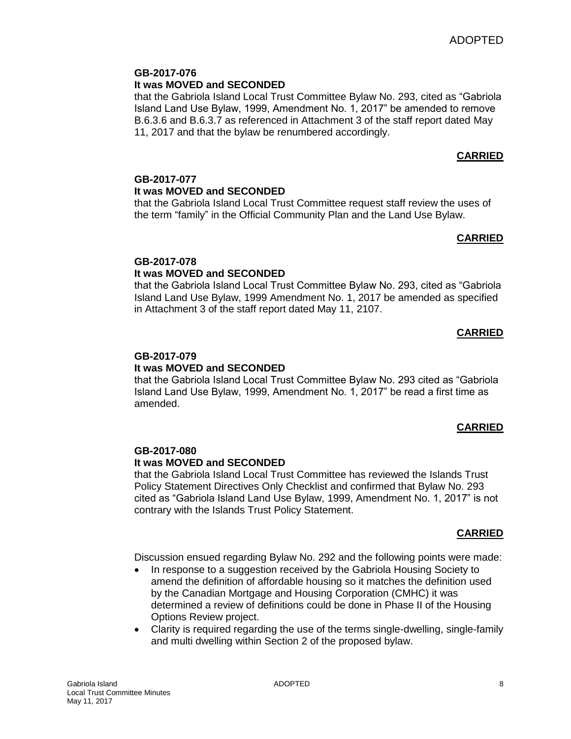**GB-2017-076**
**It was MOVED and SECONDED**
that the Gabriola Island Local Trust Committee Bylaw No. 293, cited as “Gabriola Island Land Use Bylaw, 1999, Amendment No. 1, 2017” be amended to remove B.6.3.6 and B.6.3.7 as referenced in Attachment 3 of the staff report dated May 11, 2017 and that the bylaw be renumbered accordingly.

**CARRIED**

**GB-2017-077**
**It was MOVED and SECONDED**
that the Gabriola Island Local Trust Committee request staff review the uses of the term “family” in the Official Community Plan and the Land Use Bylaw.

**CARRIED**

**GB-2017-078**
**It was MOVED and SECONDED**
that the Gabriola Island Local Trust Committee Bylaw No. 293, cited as “Gabriola Island Land Use Bylaw, 1999 Amendment No. 1, 2017 be amended as specified in Attachment 3 of the staff report dated May 11, 2107.

**CARRIED**

**GB-2017-079**
**It was MOVED and SECONDED**
that the Gabriola Island Local Trust Committee Bylaw No. 293 cited as “Gabriola Island Land Use Bylaw, 1999, Amendment No. 1, 2017” be read a first time as amended.

**CARRIED**

**GB-2017-080**
**It was MOVED and SECONDED**
that the Gabriola Island Local Trust Committee has reviewed the Islands Trust Policy Statement Directives Only Checklist and confirmed that Bylaw No. 293 cited as “Gabriola Island Land Use Bylaw, 1999, Amendment No. 1, 2017” is not contrary with the Islands Trust Policy Statement.

**CARRIED**

Discussion ensued regarding Bylaw No. 292 and the following points were made:

- In response to a suggestion received by the Gabriola Housing Society to amend the definition of affordable housing so it matches the definition used by the Canadian Mortgage and Housing Corporation (CMHC) it was determined a review of definitions could be done in Phase II of the Housing Options Review project.
- Clarity is required regarding the use of the terms single-dwelling, single-family and multi dwelling within Section 2 of the proposed bylaw.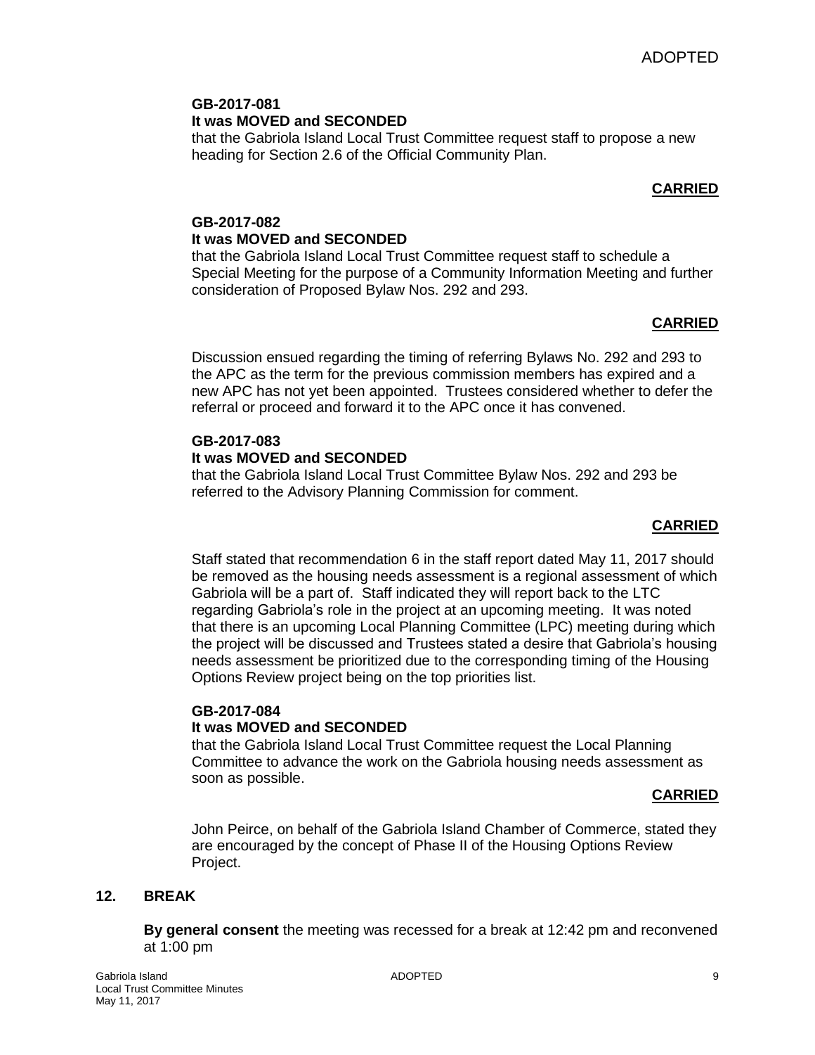**GB-2017-081**
**It was MOVED and SECONDED**
that the Gabriola Island Local Trust Committee request staff to propose a new heading for Section 2.6 of the Official Community Plan.

**CARRIED**

**GB-2017-082**
**It was MOVED and SECONDED**
that the Gabriola Island Local Trust Committee request staff to schedule a Special Meeting for the purpose of a Community Information Meeting and further consideration of Proposed Bylaw Nos. 292 and 293.

**CARRIED**

Discussion ensued regarding the timing of referring Bylaws No. 292 and 293 to the APC as the term for the previous commission members has expired and a new APC has not yet been appointed. Trustees considered whether to defer the referral or proceed and forward it to the APC once it has convened.

**GB-2017-083**
**It was MOVED and SECONDED**
that the Gabriola Island Local Trust Committee Bylaw Nos. 292 and 293 be referred to the Advisory Planning Commission for comment.

**CARRIED**

Staff stated that recommendation 6 in the staff report dated May 11, 2017 should be removed as the housing needs assessment is a regional assessment of which Gabriola will be a part of. Staff indicated they will report back to the LTC regarding Gabriola's role in the project at an upcoming meeting. It was noted that there is an upcoming Local Planning Committee (LPC) meeting during which the project will be discussed and Trustees stated a desire that Gabriola's housing needs assessment be prioritized due to the corresponding timing of the Housing Options Review project being on the top priorities list.

**GB-2017-084**
**It was MOVED and SECONDED**
that the Gabriola Island Local Trust Committee request the Local Planning Committee to advance the work on the Gabriola housing needs assessment as soon as possible.

**CARRIED**

John Peirce, on behalf of the Gabriola Island Chamber of Commerce, stated they are encouraged by the concept of Phase II of the Housing Options Review Project.

## 12. BREAK

**By general consent** the meeting was recessed for a break at 12:42 pm and reconvened at 1:00 pm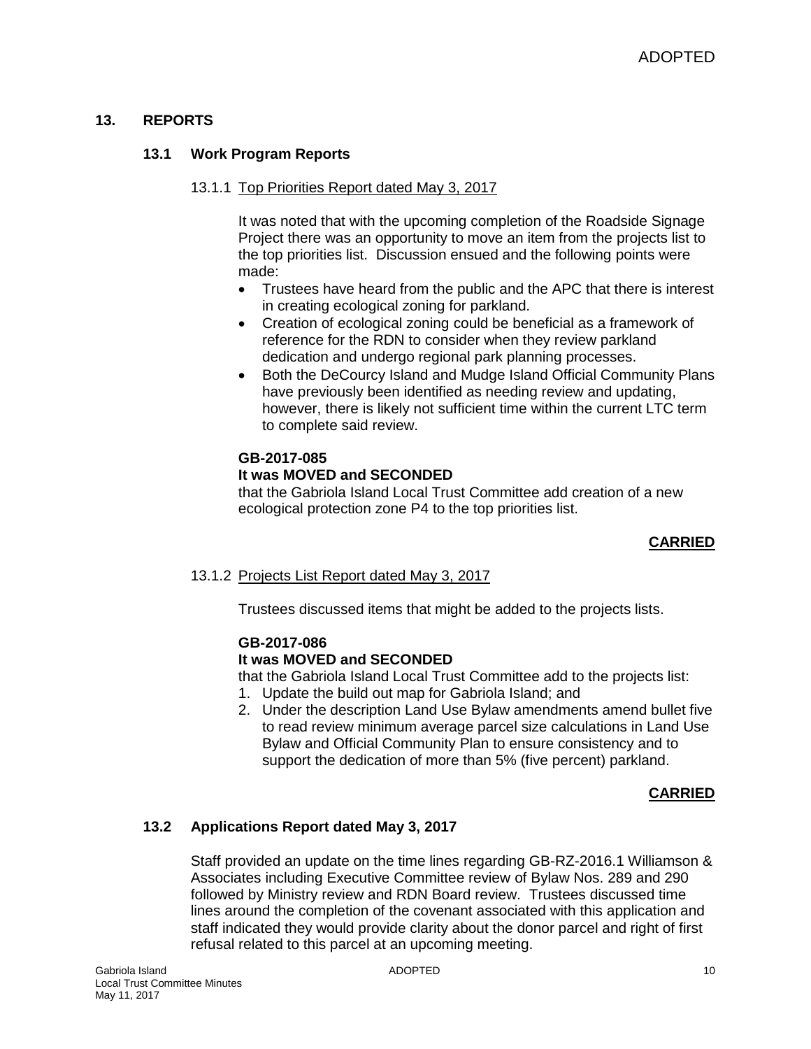## 13. REPORTS

### 13.1 Work Program Reports

13.1.1 Top Priorities Report dated May 3, 2017

It was noted that with the upcoming completion of the Roadside Signage Project there was an opportunity to move an item from the projects list to the top priorities list. Discussion ensued and the following points were made:

- Trustees have heard from the public and the APC that there is interest in creating ecological zoning for parkland.
- Creation of ecological zoning could be beneficial as a framework of reference for the RDN to consider when they review parkland dedication and undergo regional park planning processes.
- Both the DeCourcy Island and Mudge Island Official Community Plans have previously been identified as needing review and updating, however, there is likely not sufficient time within the current LTC term to complete said review.

**GB-2017-085**
**It was MOVED and SECONDED**
that the Gabriola Island Local Trust Committee add creation of a new ecological protection zone P4 to the top priorities list.

**CARRIED**

13.1.2 Projects List Report dated May 3, 2017

Trustees discussed items that might be added to the projects lists.

**GB-2017-086**
**It was MOVED and SECONDED**
that the Gabriola Island Local Trust Committee add to the projects list:

1. Update the build out map for Gabriola Island; and
2. Under the description Land Use Bylaw amendments amend bullet five to read review minimum average parcel size calculations in Land Use Bylaw and Official Community Plan to ensure consistency and to support the dedication of more than 5% (five percent) parkland.

**CARRIED**

### 13.2 Applications Report dated May 3, 2017

Staff provided an update on the time lines regarding GB-RZ-2016.1 Williamson & Associates including Executive Committee review of Bylaw Nos. 289 and 290 followed by Ministry review and RDN Board review. Trustees discussed time lines around the completion of the covenant associated with this application and staff indicated they would provide clarity about the donor parcel and right of first refusal related to this parcel at an upcoming meeting.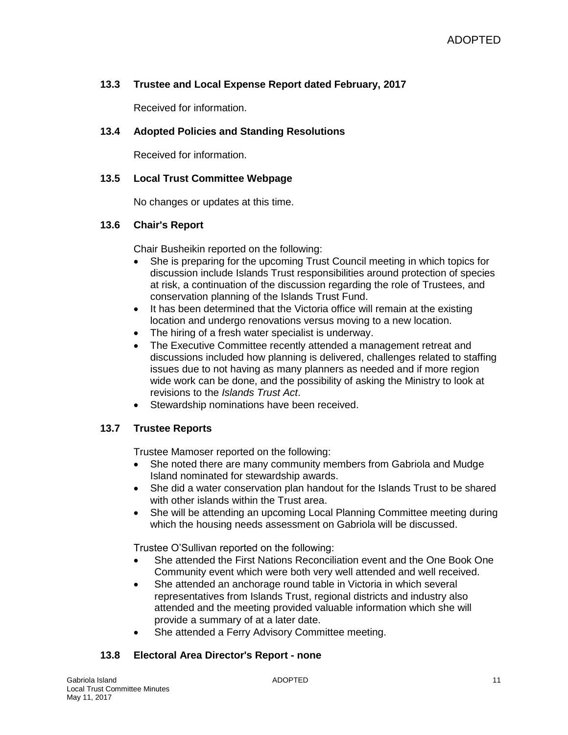### 13.3 Trustee and Local Expense Report dated February, 2017

Received for information.

### 13.4 Adopted Policies and Standing Resolutions

Received for information.

### 13.5 Local Trust Committee Webpage

No changes or updates at this time.

### 13.6 Chair's Report

Chair Busheikin reported on the following:

- She is preparing for the upcoming Trust Council meeting in which topics for discussion include Islands Trust responsibilities around protection of species at risk, a continuation of the discussion regarding the role of Trustees, and conservation planning of the Islands Trust Fund.
- It has been determined that the Victoria office will remain at the existing location and undergo renovations versus moving to a new location.
- The hiring of a fresh water specialist is underway.
- The Executive Committee recently attended a management retreat and discussions included how planning is delivered, challenges related to staffing issues due to not having as many planners as needed and if more region wide work can be done, and the possibility of asking the Ministry to look at revisions to the *Islands Trust Act*.
- Stewardship nominations have been received.

### 13.7 Trustee Reports

Trustee Mamoser reported on the following:

- She noted there are many community members from Gabriola and Mudge Island nominated for stewardship awards.
- She did a water conservation plan handout for the Islands Trust to be shared with other islands within the Trust area.
- She will be attending an upcoming Local Planning Committee meeting during which the housing needs assessment on Gabriola will be discussed.

Trustee O'Sullivan reported on the following:

- She attended the First Nations Reconciliation event and the One Book One Community event which were both very well attended and well received.
- She attended an anchorage round table in Victoria in which several representatives from Islands Trust, regional districts and industry also attended and the meeting provided valuable information which she will provide a summary of at a later date.
- She attended a Ferry Advisory Committee meeting.

### 13.8 Electoral Area Director's Report - none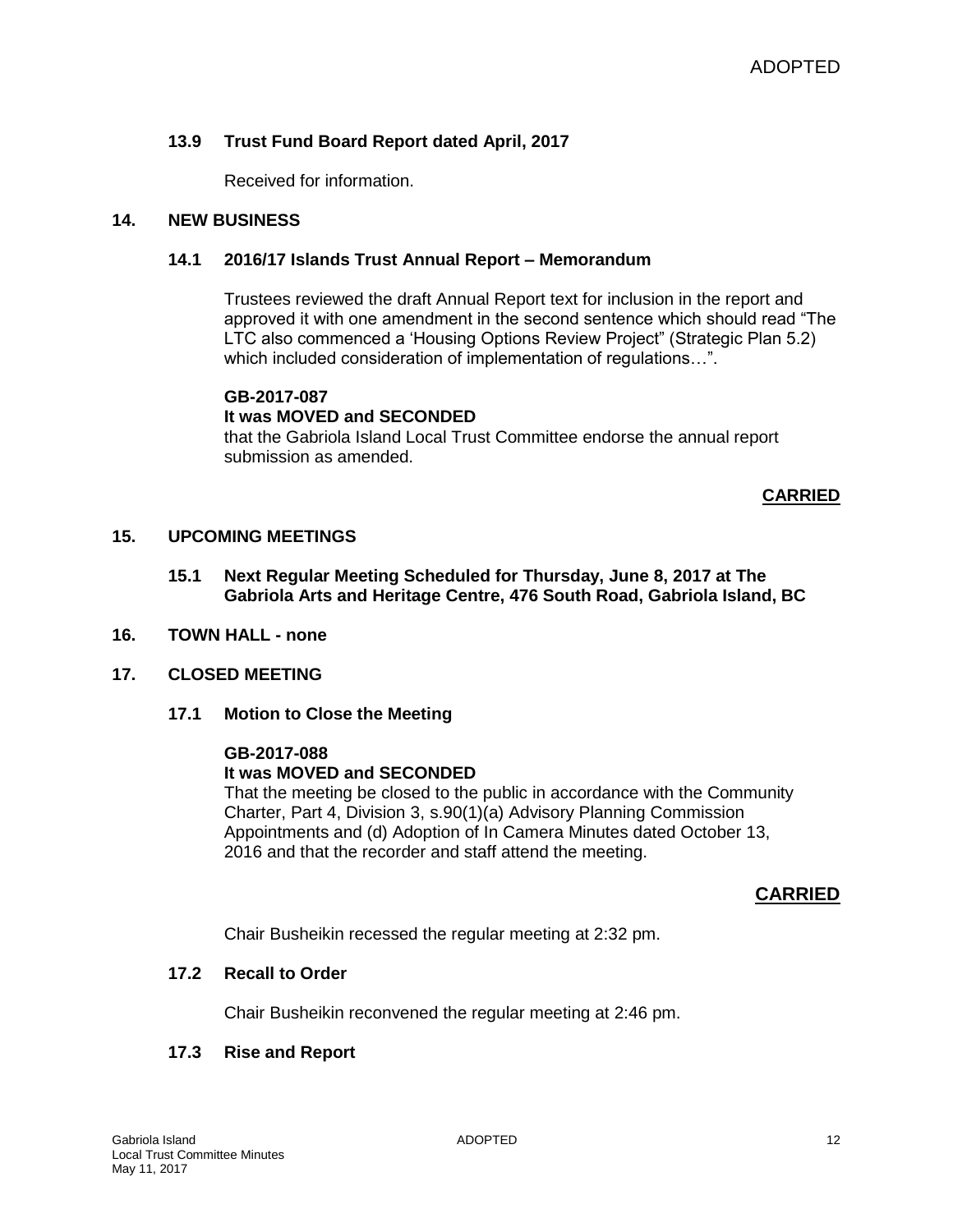ADOPTED

### 13.9 Trust Fund Board Report dated April, 2017

Received for information.

## 14. NEW BUSINESS

### 14.1 2016/17 Islands Trust Annual Report – Memorandum

Trustees reviewed the draft Annual Report text for inclusion in the report and approved it with one amendment in the second sentence which should read "The LTC also commenced a 'Housing Options Review Project" (Strategic Plan 5.2) which included consideration of implementation of regulations…".

**GB-2017-087**
**It was MOVED and SECONDED**
that the Gabriola Island Local Trust Committee endorse the annual report submission as amended.

**CARRIED**

## 15. UPCOMING MEETINGS

### 15.1 Next Regular Meeting Scheduled for Thursday, June 8, 2017 at The Gabriola Arts and Heritage Centre, 476 South Road, Gabriola Island, BC

## 16. TOWN HALL - none

## 17. CLOSED MEETING

### 17.1 Motion to Close the Meeting

**GB-2017-088**
**It was MOVED and SECONDED**
That the meeting be closed to the public in accordance with the Community Charter, Part 4, Division 3, s.90(1)(a) Advisory Planning Commission Appointments and (d) Adoption of In Camera Minutes dated October 13, 2016 and that the recorder and staff attend the meeting.

**CARRIED**

Chair Busheikin recessed the regular meeting at 2:32 pm.

### 17.2 Recall to Order

Chair Busheikin reconvened the regular meeting at 2:46 pm.

### 17.3 Rise and Report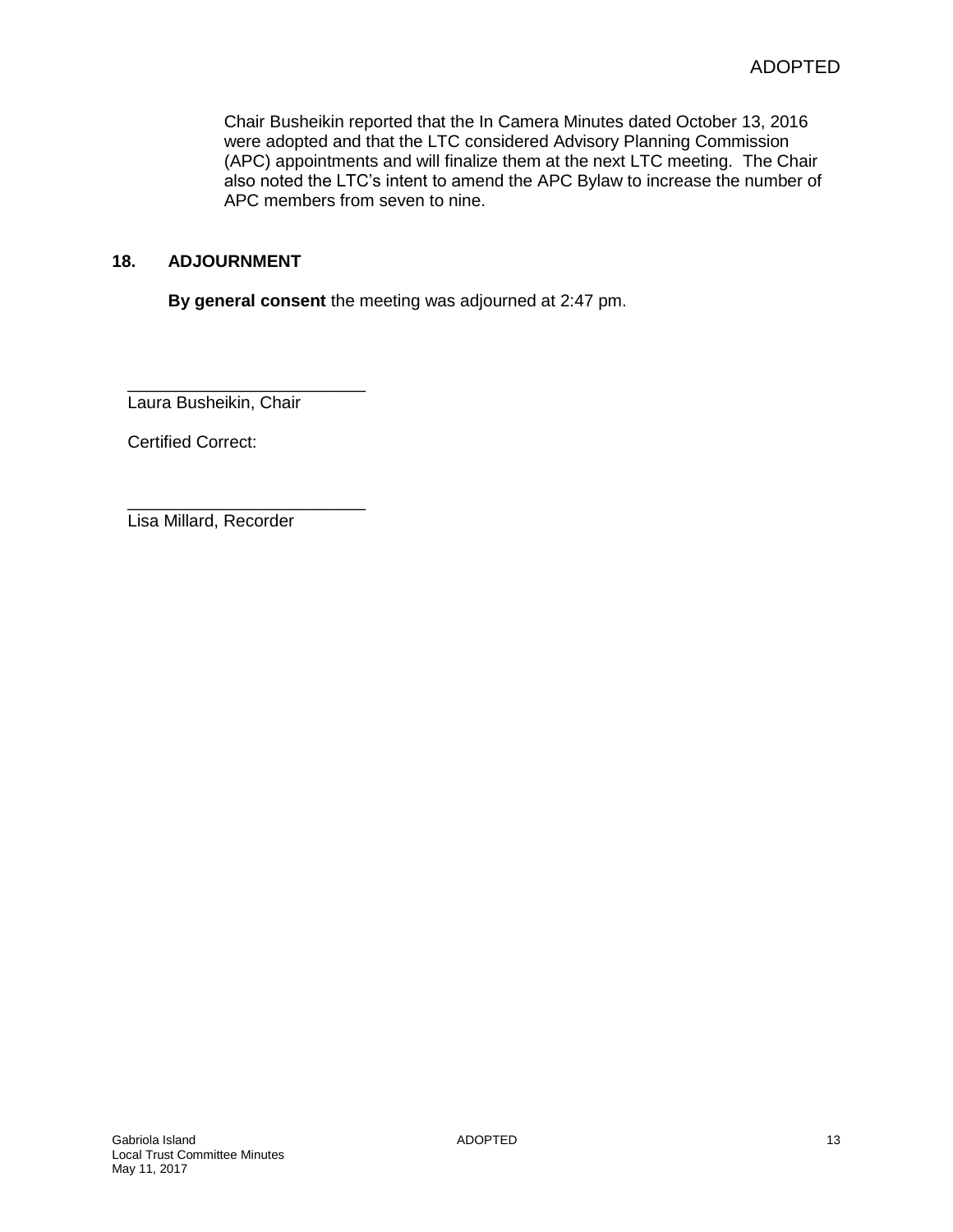Chair Busheikin reported that the In Camera Minutes dated October 13, 2016 were adopted and that the LTC considered Advisory Planning Commission (APC) appointments and will finalize them at the next LTC meeting. The Chair also noted the LTC's intent to amend the APC Bylaw to increase the number of APC members from seven to nine.

## 18. ADJOURNMENT

**By general consent** the meeting was adjourned at 2:47 pm.

_________________________
Laura Busheikin, Chair

Certified Correct:

_________________________
Lisa Millard, Recorder